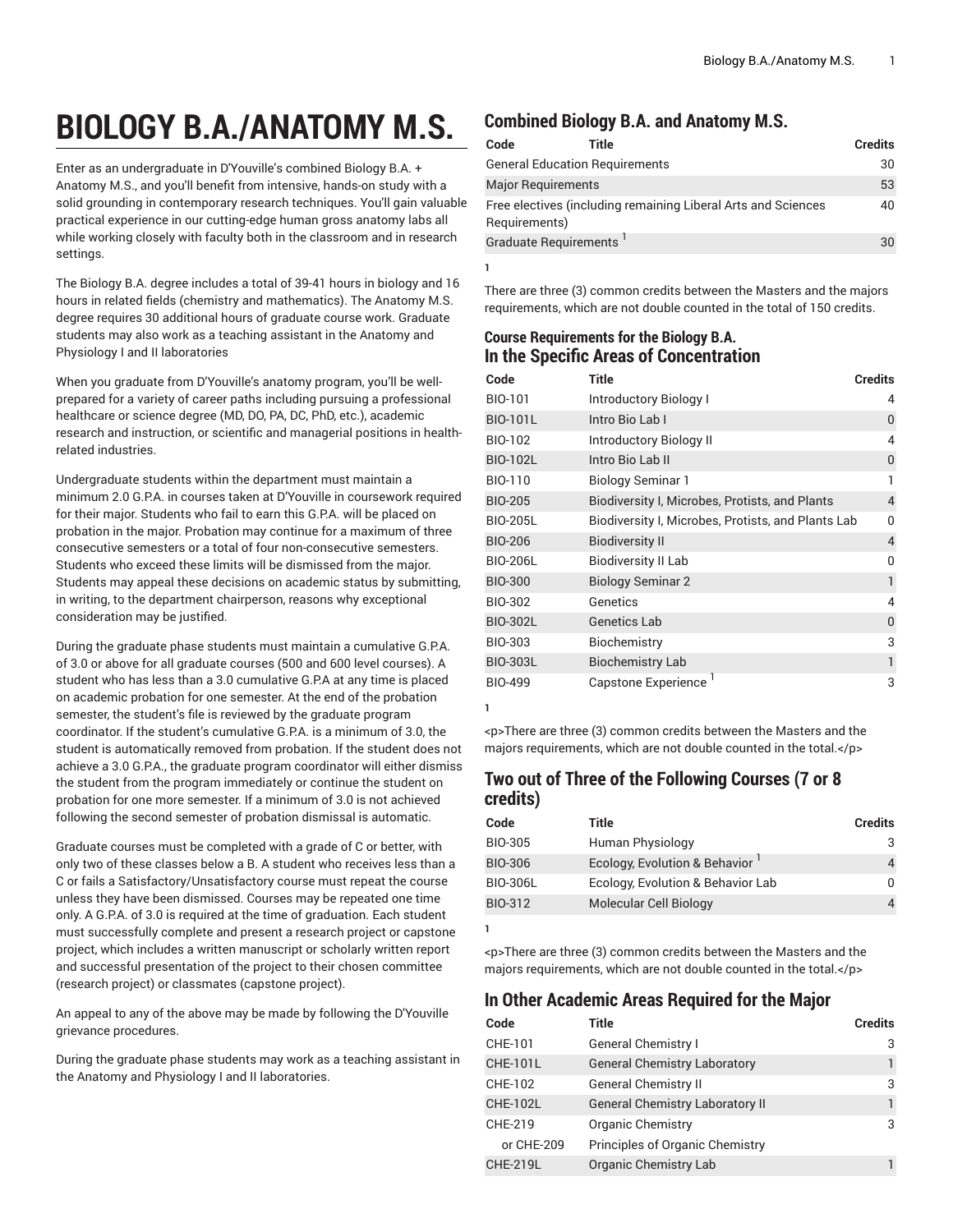# BIOLOGY B.A./ANATOMY M.S.

Enter as an undergraduate in D'Youville's combined Biology B.A. + Anatomy M.S., and you'll benefit from intensive, hands-on study with a solid grounding in contemporary research techniques. You'll gain valuable practical experience in our cutting-edge human gross anatomy labs all while working closely with faculty both in the classroom and in research settings.

The Biology B.A. degree includes a total of 39-41 hours in biology and 16 hours in related fields (chemistry and mathematics). The Anatomy M.S. degree requires 30 additional hours of graduate course work. Graduate students may also work as a teaching assistant in the Anatomy and Physiology I and II laboratories

When you graduate from D'Youville's anatomy program, you'll be well-prepared for a variety of career paths including pursuing a professional healthcare or science degree (MD, DO, PA, DC, PhD, etc.), academic research and instruction, or scientific and managerial positions in health-related industries.

Undergraduate students within the department must maintain a minimum 2.0 G.P.A. in courses taken at D'Youville in coursework required for their major. Students who fail to earn this G.P.A. will be placed on probation in the major. Probation may continue for a maximum of three consecutive semesters or a total of four non-consecutive semesters. Students who exceed these limits will be dismissed from the major. Students may appeal these decisions on academic status by submitting, in writing, to the department chairperson, reasons why exceptional consideration may be justified.

During the graduate phase students must maintain a cumulative G.P.A. of 3.0 or above for all graduate courses (500 and 600 level courses). A student who has less than a 3.0 cumulative G.P.A at any time is placed on academic probation for one semester. At the end of the probation semester, the student's file is reviewed by the graduate program coordinator. If the student's cumulative G.P.A. is a minimum of 3.0, the student is automatically removed from probation. If the student does not achieve a 3.0 G.P.A., the graduate program coordinator will either dismiss the student from the program immediately or continue the student on probation for one more semester. If a minimum of 3.0 is not achieved following the second semester of probation dismissal is automatic.

Graduate courses must be completed with a grade of C or better, with only two of these classes below a B. A student who receives less than a C or fails a Satisfactory/Unsatisfactory course must repeat the course unless they have been dismissed. Courses may be repeated one time only. A G.P.A. of 3.0 is required at the time of graduation. Each student must successfully complete and present a research project or capstone project, which includes a written manuscript or scholarly written report and successful presentation of the project to their chosen committee (research project) or classmates (capstone project).

An appeal to any of the above may be made by following the D'Youville grievance procedures.

During the graduate phase students may work as a teaching assistant in the Anatomy and Physiology I and II laboratories.

## Combined Biology B.A. and Anatomy M.S.

| Code | Title | Credits |
|---|---|---|
| General Education Requirements | | 30 |
| Major Requirements | | 53 |
| Free electives (including remaining Liberal Arts and Sciences Requirements) | | 40 |
| Graduate Requirements [1] | | 30 |

1

There are three (3) common credits between the Masters and the majors requirements, which are not double counted in the total of 150 credits.

### Course Requirements for the Biology B.A.
## In the Specific Areas of Concentration

| Code | Title | Credits |
|---|---|---|
| BIO-101 | Introductory Biology I | 4 |
| BIO-101L | Intro Bio Lab I | 0 |
| BIO-102 | Introductory Biology II | 4 |
| BIO-102L | Intro Bio Lab II | 0 |
| BIO-110 | Biology Seminar 1 | 1 |
| BIO-205 | Biodiversity I, Microbes, Protists, and Plants | 4 |
| BIO-205L | Biodiversity I, Microbes, Protists, and Plants Lab | 0 |
| BIO-206 | Biodiversity II | 4 |
| BIO-206L | Biodiversity II Lab | 0 |
| BIO-300 | Biology Seminar 2 | 1 |
| BIO-302 | Genetics | 4 |
| BIO-302L | Genetics Lab | 0 |
| BIO-303 | Biochemistry | 3 |
| BIO-303L | Biochemistry Lab | 1 |
| BIO-499 | Capstone Experience [1] | 3 |

1

<p>There are three (3) common credits between the Masters and the majors requirements, which are not double counted in the total.</p>

## Two out of Three of the Following Courses (7 or 8 credits)

| Code | Title | Credits |
|---|---|---|
| BIO-305 | Human Physiology | 3 |
| BIO-306 | Ecology, Evolution & Behavior [1] | 4 |
| BIO-306L | Ecology, Evolution & Behavior Lab | 0 |
| BIO-312 | Molecular Cell Biology | 4 |

1

<p>There are three (3) common credits between the Masters and the majors requirements, which are not double counted in the total.</p>

## In Other Academic Areas Required for the Major

| Code | Title | Credits |
|---|---|---|
| CHE-101 | General Chemistry I | 3 |
| CHE-101L | General Chemistry Laboratory | 1 |
| CHE-102 | General Chemistry II | 3 |
| CHE-102L | General Chemistry Laboratory II | 1 |
| CHE-219 | Organic Chemistry | 3 |
| or CHE-209 | Principles of Organic Chemistry | |
| CHE-219L | Organic Chemistry Lab | 1 |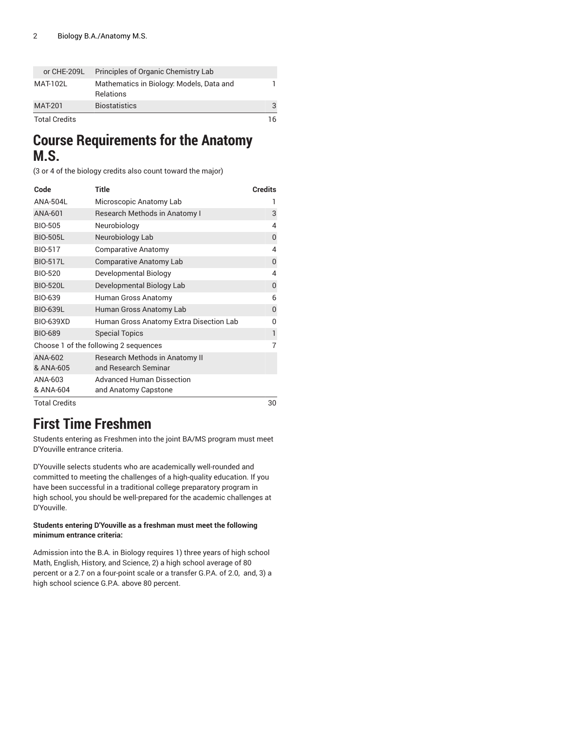| | | |
|---|---|---|
| or CHE-209L | Principles of Organic Chemistry Lab | |
| MAT-102L | Mathematics in Biology: Models, Data and Relations | 1 |
| MAT-201 | Biostatistics | 3 |
| Total Credits | | 16 |

## Course Requirements for the Anatomy M.S.

(3 or 4 of the biology credits also count toward the major)

| Code | Title | Credits |
|---|---|---|
| ANA-504L | Microscopic Anatomy Lab | 1 |
| ANA-601 | Research Methods in Anatomy I | 3 |
| BIO-505 | Neurobiology | 4 |
| BIO-505L | Neurobiology Lab | 0 |
| BIO-517 | Comparative Anatomy | 4 |
| BIO-517L | Comparative Anatomy Lab | 0 |
| BIO-520 | Developmental Biology | 4 |
| BIO-520L | Developmental Biology Lab | 0 |
| BIO-639 | Human Gross Anatomy | 6 |
| BIO-639L | Human Gross Anatomy Lab | 0 |
| BIO-639XD | Human Gross Anatomy Extra Disection Lab | 0 |
| BIO-689 | Special Topics | 1 |
| Choose 1 of the following 2 sequences | | 7 |
| ANA-602 & ANA-605 | Research Methods in Anatomy II and Research Seminar | |
| ANA-603 & ANA-604 | Advanced Human Dissection and Anatomy Capstone | |
| Total Credits | | 30 |

## First Time Freshmen

Students entering as Freshmen into the joint BA/MS program must meet D'Youville entrance criteria.

D'Youville selects students who are academically well-rounded and committed to meeting the challenges of a high-quality education. If you have been successful in a traditional college preparatory program in high school, you should be well-prepared for the academic challenges at D'Youville.

**Students entering D'Youville as a freshman must meet the following minimum entrance criteria:**

Admission into the B.A. in Biology requires 1) three years of high school Math, English, History, and Science, 2) a high school average of 80 percent or a 2.7 on a four-point scale or a transfer G.P.A. of 2.0, and, 3) a high school science G.P.A. above 80 percent.